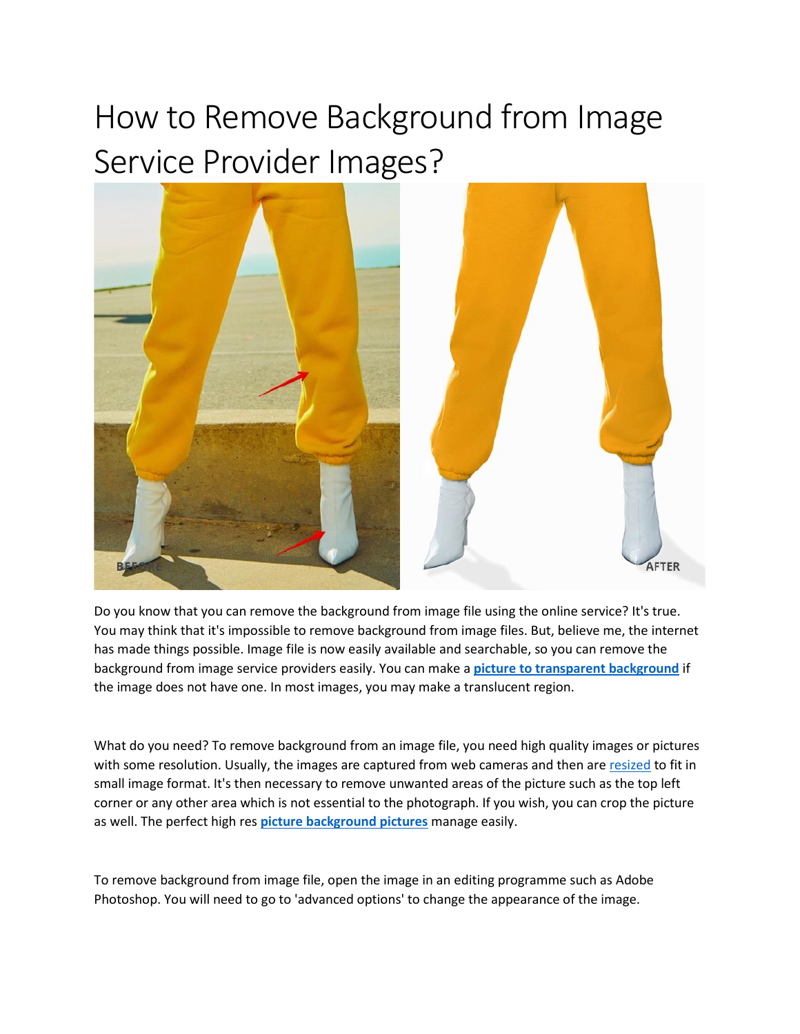# How to Remove Background from Image Service Provider Images?

Do you know that you can remove the background from image file using the online service? It's true. You may think that it's impossible to remove background from image files. But, believe me, the internet has made things possible. Image file is now easily available and searchable, so you can remove the background from image service providers easily. You can make a **picture to transparent background** if the image does not have one. In most images, you may make a translucent region.

What do you need? To remove background from an image file, you need high quality images or pictures with some resolution. Usually, the images are captured from web cameras and then are resized to fit in small image format. It's then necessary to remove unwanted areas of the picture such as the top left corner or any other area which is not essential to the photograph. If you wish, you can crop the picture as well. The perfect high res **picture background pictures** manage easily.

To remove background from image file, open the image in an editing programme such as Adobe Photoshop. You will need to go to 'advanced options' to change the appearance of the image.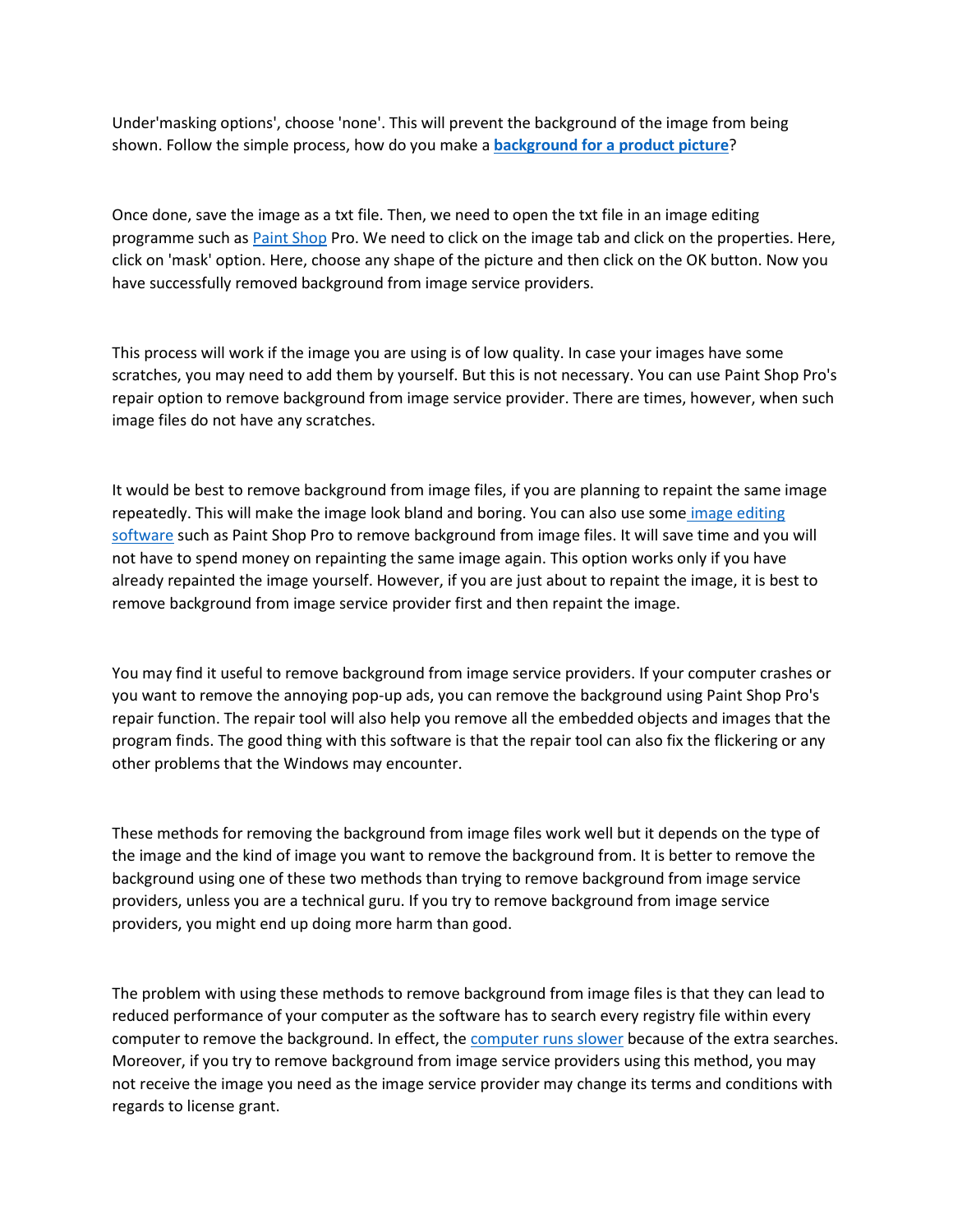Under'masking options', choose 'none'. This will prevent the background of the image from being shown. Follow the simple process, how do you make a **background for a product picture**?

Once done, save the image as a txt file. Then, we need to open the txt file in an image editing programme such as Paint Shop Pro. We need to click on the image tab and click on the properties. Here, click on 'mask' option. Here, choose any shape of the picture and then click on the OK button. Now you have successfully removed background from image service providers.

This process will work if the image you are using is of low quality. In case your images have some scratches, you may need to add them by yourself. But this is not necessary. You can use Paint Shop Pro's repair option to remove background from image service provider. There are times, however, when such image files do not have any scratches.

It would be best to remove background from image files, if you are planning to repaint the same image repeatedly. This will make the image look bland and boring. You can also use some image editing software such as Paint Shop Pro to remove background from image files. It will save time and you will not have to spend money on repainting the same image again. This option works only if you have already repainted the image yourself. However, if you are just about to repaint the image, it is best to remove background from image service provider first and then repaint the image.

You may find it useful to remove background from image service providers. If your computer crashes or you want to remove the annoying pop-up ads, you can remove the background using Paint Shop Pro's repair function. The repair tool will also help you remove all the embedded objects and images that the program finds. The good thing with this software is that the repair tool can also fix the flickering or any other problems that the Windows may encounter.

These methods for removing the background from image files work well but it depends on the type of the image and the kind of image you want to remove the background from. It is better to remove the background using one of these two methods than trying to remove background from image service providers, unless you are a technical guru. If you try to remove background from image service providers, you might end up doing more harm than good.

The problem with using these methods to remove background from image files is that they can lead to reduced performance of your computer as the software has to search every registry file within every computer to remove the background. In effect, the computer runs slower because of the extra searches. Moreover, if you try to remove background from image service providers using this method, you may not receive the image you need as the image service provider may change its terms and conditions with regards to license grant.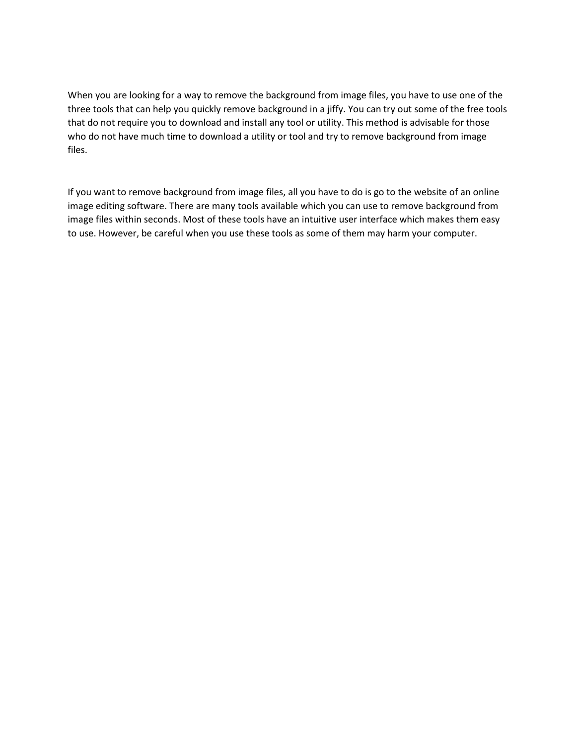When you are looking for a way to remove the background from image files, you have to use one of the three tools that can help you quickly remove background in a jiffy. You can try out some of the free tools that do not require you to download and install any tool or utility. This method is advisable for those who do not have much time to download a utility or tool and try to remove background from image files.

If you want to remove background from image files, all you have to do is go to the website of an online image editing software. There are many tools available which you can use to remove background from image files within seconds. Most of these tools have an intuitive user interface which makes them easy to use. However, be careful when you use these tools as some of them may harm your computer.